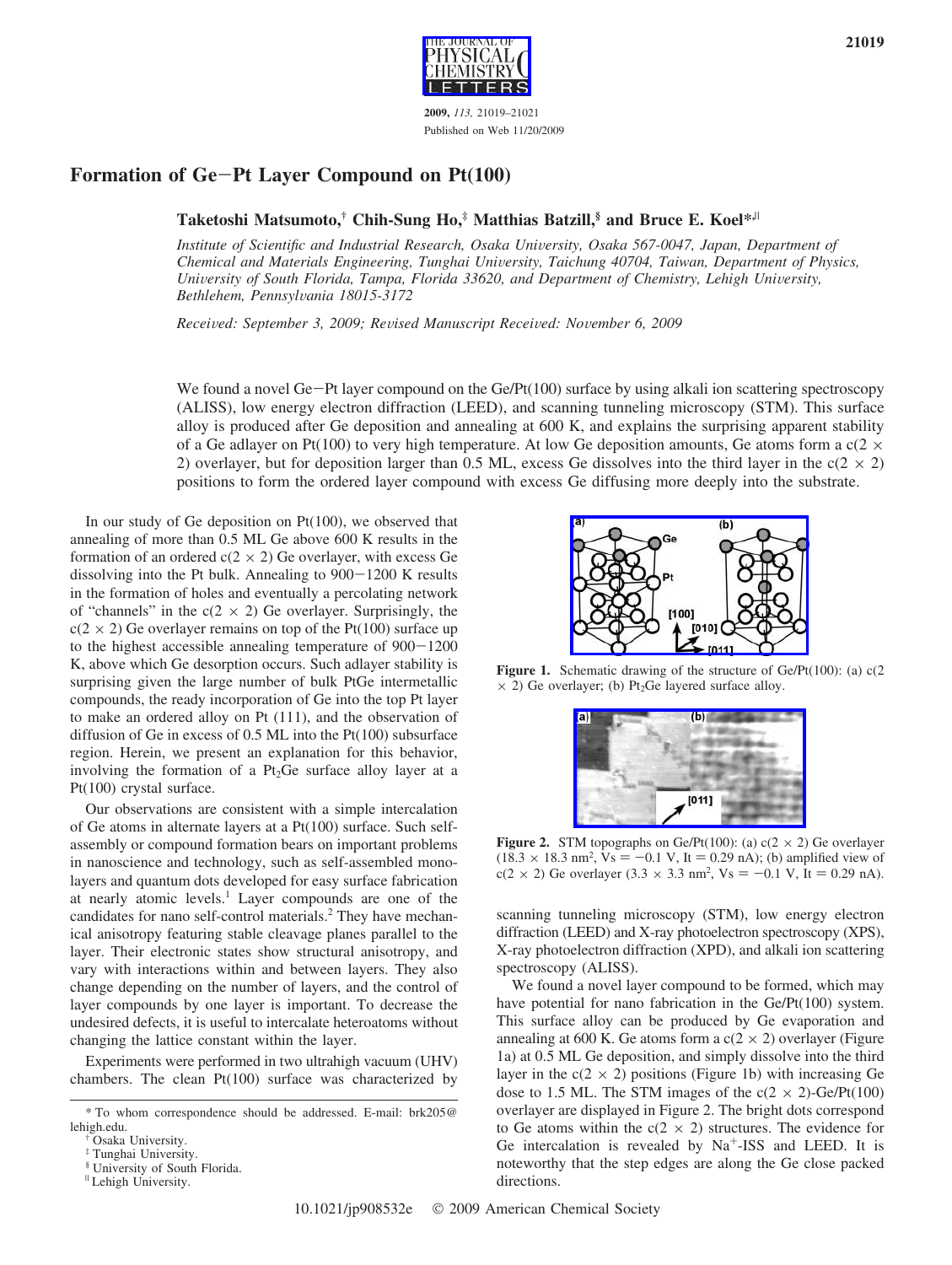# Formation of Ge−Pt Layer Compound on Pt(100)

**Taketoshi Matsumoto,[†] Chih-Sung Ho,[‡] Matthias Batzill,[§] and Bruce E. Koel*[∥]**

*Institute of Scientific and Industrial Research, Osaka University, Osaka 567-0047, Japan, Department of Chemical and Materials Engineering, Tunghai University, Taichung 40704, Taiwan, Department of Physics, University of South Florida, Tampa, Florida 33620, and Department of Chemistry, Lehigh University, Bethlehem, Pennsylvania 18015-3172*

*Received: September 3, 2009; Revised Manuscript Received: November 6, 2009*

We found a novel Ge−Pt layer compound on the Ge/Pt(100) surface by using alkali ion scattering spectroscopy (ALISS), low energy electron diffraction (LEED), and scanning tunneling microscopy (STM). This surface alloy is produced after Ge deposition and annealing at 600 K, and explains the surprising apparent stability of a Ge adlayer on Pt(100) to very high temperature. At low Ge deposition amounts, Ge atoms form a c(2 × 2) overlayer, but for deposition larger than 0.5 ML, excess Ge dissolves into the third layer in the c(2 × 2) positions to form the ordered layer compound with excess Ge diffusing more deeply into the substrate.

In our study of Ge deposition on Pt(100), we observed that annealing of more than 0.5 ML Ge above 600 K results in the formation of an ordered c(2 × 2) Ge overlayer, with excess Ge dissolving into the Pt bulk. Annealing to 900−1200 K results in the formation of holes and eventually a percolating network of "channels" in the c(2 × 2) Ge overlayer. Surprisingly, the c(2 × 2) Ge overlayer remains on top of the Pt(100) surface up to the highest accessible annealing temperature of 900−1200 K, above which Ge desorption occurs. Such adlayer stability is surprising given the large number of bulk PtGe intermetallic compounds, the ready incorporation of Ge into the top Pt layer to make an ordered alloy on Pt (111), and the observation of diffusion of Ge in excess of 0.5 ML into the Pt(100) subsurface region. Herein, we present an explanation for this behavior, involving the formation of a $Pt_2Ge$ surface alloy layer at a Pt(100) crystal surface.

Our observations are consistent with a simple intercalation of Ge atoms in alternate layers at a Pt(100) surface. Such self-assembly or compound formation bears on important problems in nanoscience and technology, such as self-assembled monolayers and quantum dots developed for easy surface fabrication at nearly atomic levels.[1] Layer compounds are one of the candidates for nano self-control materials.[2] They have mechanical anisotropy featuring stable cleavage planes parallel to the layer. Their electronic states show structural anisotropy, and vary with interactions within and between layers. They also change depending on the number of layers, and the control of layer compounds by one layer is important. To decrease the undesired defects, it is useful to intercalate heteroatoms without changing the lattice constant within the layer.

Experiments were performed in two ultrahigh vacuum (UHV) chambers. The clean Pt(100) surface was characterized by scanning tunneling microscopy (STM), low energy electron diffraction (LEED) and X-ray photoelectron spectroscopy (XPS), X-ray photoelectron diffraction (XPD), and alkali ion scattering spectroscopy (ALISS).

**Figure 1.** Schematic drawing of the structure of Ge/Pt(100): (a) c(2 × 2) Ge overlayer; (b) $Pt_2Ge$ layered surface alloy.

**Figure 2.** STM topographs on Ge/Pt(100): (a) c(2 × 2) Ge overlayer ($18.3 \times 18.3$ nm$^2$, $V_s = -0.1$ V, $I_t = 0.29$ nA); (b) amplified view of c(2 × 2) Ge overlayer ($3.3 \times 3.3$ nm$^2$, $V_s = -0.1$ V, $I_t = 0.29$ nA).

We found a novel layer compound to be formed, which may have potential for nano fabrication in the Ge/Pt(100) system. This surface alloy can be produced by Ge evaporation and annealing at 600 K. Ge atoms form a c(2 × 2) overlayer (Figure 1a) at 0.5 ML Ge deposition, and simply dissolve into the third layer in the c(2 × 2) positions (Figure 1b) with increasing Ge dose to 1.5 ML. The STM images of the c(2 × 2)-Ge/Pt(100) overlayer are displayed in Figure 2. The bright dots correspond to Ge atoms within the c(2 × 2) structures. The evidence for Ge intercalation is revealed by $Na^+$-ISS and LEED. It is noteworthy that the step edges are along the Ge close packed directions.

\* To whom correspondence should be addressed. E-mail: brk205@lehigh.edu.
[†] Osaka University.
[‡] Tunghai University.
[§] University of South Florida.
[∥] Lehigh University.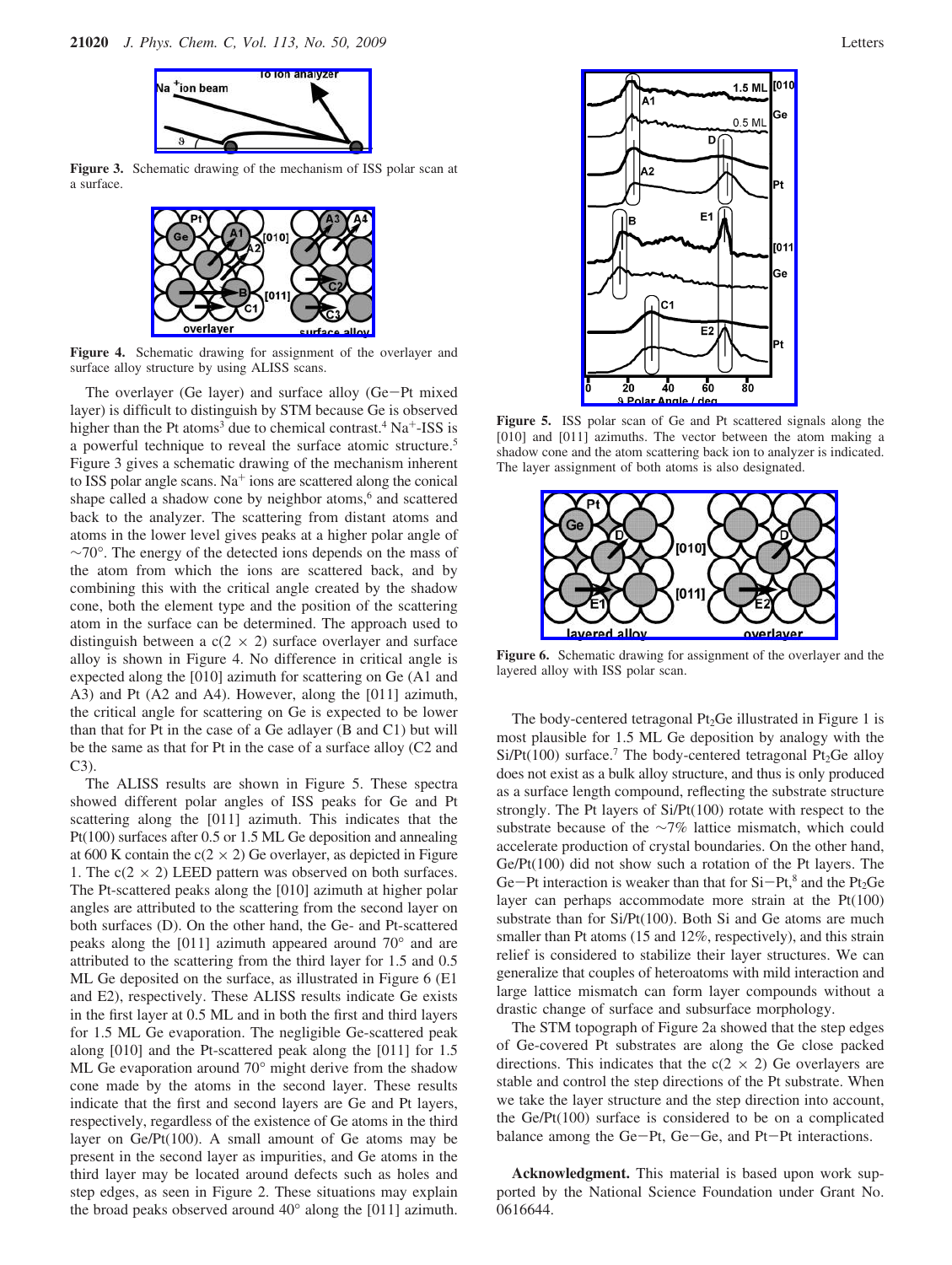**Figure 3.** Schematic drawing of the mechanism of ISS polar scan at a surface.

**Figure 4.** Schematic drawing for assignment of the overlayer and surface alloy structure by using ALISS scans.

The overlayer (Ge layer) and surface alloy (Ge−Pt mixed layer) is difficult to distinguish by STM because Ge is observed higher than the Pt atoms[3] due to chemical contrast.[4] $Na^+$-ISS is a powerful technique to reveal the surface atomic structure.[5] Figure 3 gives a schematic drawing of the mechanism inherent to ISS polar angle scans. $Na^+$ ions are scattered along the conical shape called a shadow cone by neighbor atoms,[6] and scattered back to the analyzer. The scattering from distant atoms and atoms in the lower level gives peaks at a higher polar angle of ~70°. The energy of the detected ions depends on the mass of the atom from which the ions are scattered back, and by combining this with the critical angle created by the shadow cone, both the element type and the position of the scattering atom in the surface can be determined. The approach used to distinguish between a c(2 × 2) surface overlayer and surface alloy is shown in Figure 4. No difference in critical angle is expected along the [010] azimuth for scattering on Ge (A1 and A3) and Pt (A2 and A4). However, along the [011] azimuth, the critical angle for scattering on Ge is expected to be lower than that for Pt in the case of a Ge adlayer (B and C1) but will be the same as that for Pt in the case of a surface alloy (C2 and C3).

The ALISS results are shown in Figure 5. These spectra showed different polar angles of ISS peaks for Ge and Pt scattering along the [011] azimuth. This indicates that the Pt(100) surfaces after 0.5 or 1.5 ML Ge deposition and annealing at 600 K contain the c(2 × 2) Ge overlayer, as depicted in Figure 1. The c(2 × 2) LEED pattern was observed on both surfaces. The Pt-scattered peaks along the [010] azimuth at higher polar angles are attributed to the scattering from the second layer on both surfaces (D). On the other hand, the Ge- and Pt-scattered peaks along the [011] azimuth appeared around 70° and are attributed to the scattering from the third layer for 1.5 and 0.5 ML Ge deposited on the surface, as illustrated in Figure 6 (E1 and E2), respectively. These ALISS results indicate Ge exists in the first layer at 0.5 ML and in both the first and third layers for 1.5 ML Ge evaporation. The negligible Ge-scattered peak along [010] and the Pt-scattered peak along the [011] for 1.5 ML Ge evaporation around 70° might derive from the shadow cone made by the atoms in the second layer. These results indicate that the first and second layers are Ge and Pt layers, respectively, regardless of the existence of Ge atoms in the third layer on Ge/Pt(100). A small amount of Ge atoms may be present in the second layer as impurities, and Ge atoms in the third layer may be located around defects such as holes and step edges, as seen in Figure 2. These situations may explain the broad peaks observed around 40° along the [011] azimuth.

**Figure 5.** ISS polar scan of Ge and Pt scattered signals along the [010] and [011] azimuths. The vector between the atom making a shadow cone and the atom scattering back ion to analyzer is indicated. The layer assignment of both atoms is also designated.

**Figure 6.** Schematic drawing for assignment of the overlayer and the layered alloy with ISS polar scan.

The body-centered tetragonal $Pt_2Ge$ illustrated in Figure 1 is most plausible for 1.5 ML Ge deposition by analogy with the Si/Pt(100) surface.[7] The body-centered tetragonal $Pt_2Ge$ alloy does not exist as a bulk alloy structure, and thus is only produced as a surface length compound, reflecting the substrate structure strongly. The Pt layers of Si/Pt(100) rotate with respect to the substrate because of the ~7% lattice mismatch, which could accelerate production of crystal boundaries. On the other hand, Ge/Pt(100) did not show such a rotation of the Pt layers. The Ge−Pt interaction is weaker than that for Si−Pt,[8] and the $Pt_2Ge$ layer can perhaps accommodate more strain at the Pt(100) substrate than for Si/Pt(100). Both Si and Ge atoms are much smaller than Pt atoms (15 and 12%, respectively), and this strain relief is considered to stabilize their layer structures. We can generalize that couples of heteroatoms with mild interaction and large lattice mismatch can form layer compounds without a drastic change of surface and subsurface morphology.

The STM topograph of Figure 2a showed that the step edges of Ge-covered Pt substrates are along the Ge close packed directions. This indicates that the c(2 × 2) Ge overlayers are stable and control the step directions of the Pt substrate. When we take the layer structure and the step direction into account, the Ge/Pt(100) surface is considered to be on a complicated balance among the Ge−Pt, Ge−Ge, and Pt−Pt interactions.

**Acknowledgment.** This material is based upon work supported by the National Science Foundation under Grant No. 0616644.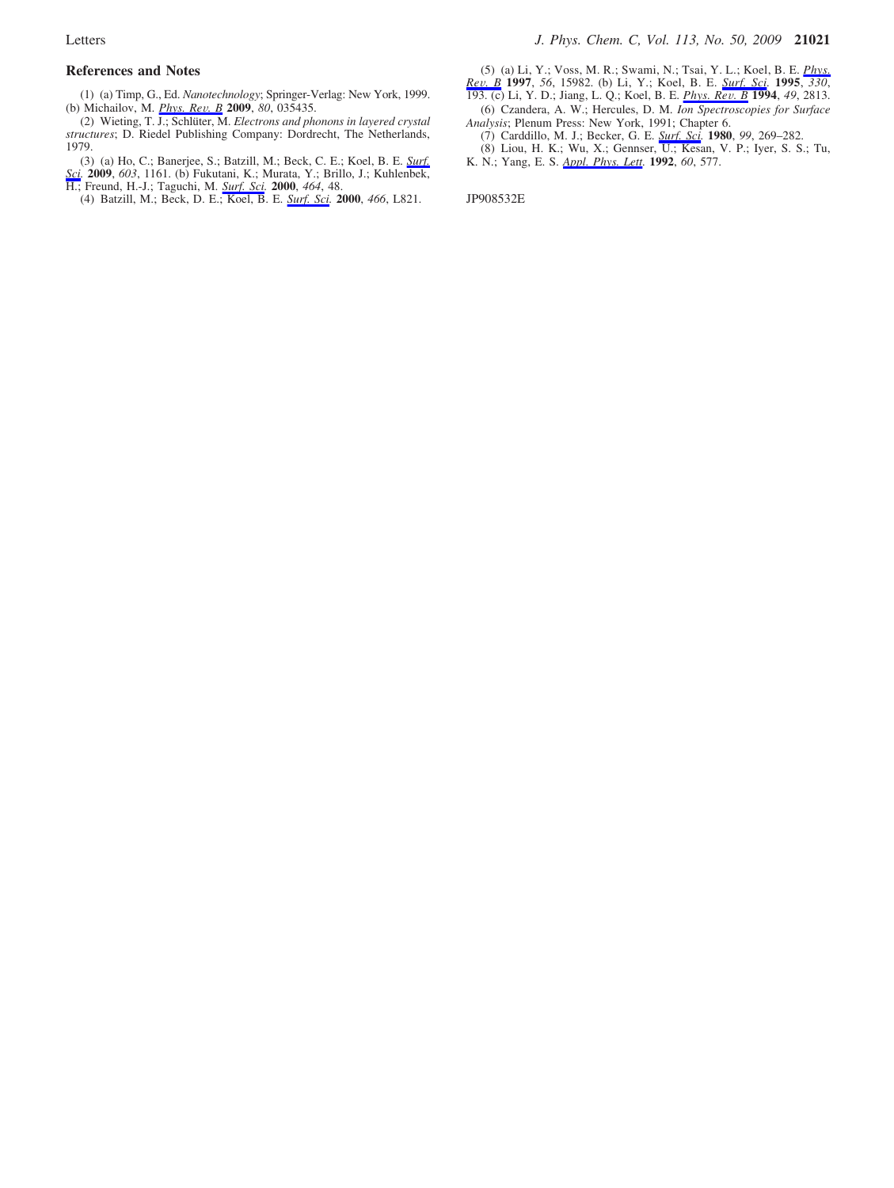## References and Notes

(1) (a) Timp, G., Ed. *Nanotechnology*; Springer-Verlag: New York, 1999. (b) Michailov, M. *Phys. Rev. B* **2009**, *80*, 035435.

(2) Wieting, T. J.; Schlüter, M. *Electrons and phonons in layered crystal structures*; D. Riedel Publishing Company: Dordrecht, The Netherlands, 1979.

(3) (a) Ho, C.; Banerjee, S.; Batzill, M.; Beck, C. E.; Koel, B. E. *Surf. Sci.* **2009**, *603*, 1161. (b) Fukutani, K.; Murata, Y.; Brillo, J.; Kuhlenbek, H.; Freund, H.-J.; Taguchi, M. *Surf. Sci.* **2000**, *464*, 48.

(4) Batzill, M.; Beck, D. E.; Koel, B. E. *Surf. Sci.* **2000**, *466*, L821.

(5) (a) Li, Y.; Voss, M. R.; Swami, N.; Tsai, Y. L.; Koel, B. E. *Phys. Rev. B* **1997**, *56*, 15982. (b) Li, Y.; Koel, B. E. *Surf. Sci.* **1995**, *330*, 193. (c) Li, Y. D.; Jiang, L. Q.; Koel, B. E. *Phys. Rev. B* **1994**, *49*, 2813.

(6) Czandera, A. W.; Hercules, D. M. *Ion Spectroscopies for Surface Analysis*; Plenum Press: New York, 1991; Chapter 6.

(7) Carddillo, M. J.; Becker, G. E. *Surf. Sci.* **1980**, *99*, 269–282.

(8) Liou, H. K.; Wu, X.; Gennser, U.; Kesan, V. P.; Iyer, S. S.; Tu, K. N.; Yang, E. S. *Appl. Phys. Lett.* **1992**, *60*, 577.

JP908532E